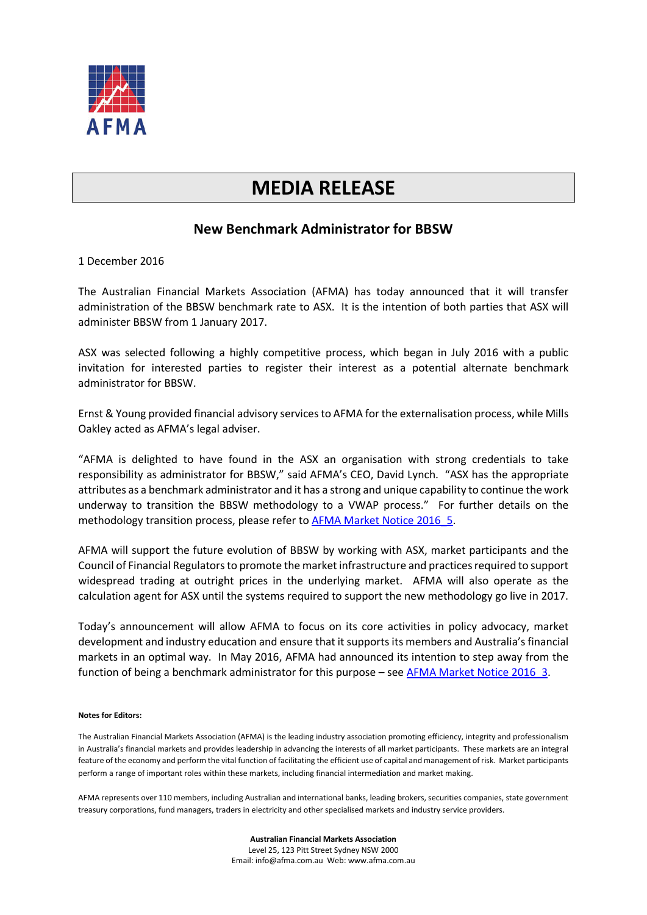AFMA

# MEDIA RELEASE

## New Benchmark Administrator for BBSW

1 December 2016

The Australian Financial Markets Association (AFMA) has today announced that it will transfer administration of the BBSW benchmark rate to ASX. It is the intention of both parties that ASX will administer BBSW from 1 January 2017.

ASX was selected following a highly competitive process, which began in July 2016 with a public invitation for interested parties to register their interest as a potential alternate benchmark administrator for BBSW.

Ernst & Young provided financial advisory services to AFMA for the externalisation process, while Mills Oakley acted as AFMA's legal adviser.

"AFMA is delighted to have found in the ASX an organisation with strong credentials to take responsibility as administrator for BBSW," said AFMA's CEO, David Lynch. "ASX has the appropriate attributes as a benchmark administrator and it has a strong and unique capability to continue the work underway to transition the BBSW methodology to a VWAP process." For further details on the methodology transition process, please refer to AFMA Market Notice 2016_5.

AFMA will support the future evolution of BBSW by working with ASX, market participants and the Council of Financial Regulators to promote the market infrastructure and practices required to support widespread trading at outright prices in the underlying market. AFMA will also operate as the calculation agent for ASX until the systems required to support the new methodology go live in 2017.

Today's announcement will allow AFMA to focus on its core activities in policy advocacy, market development and industry education and ensure that it supports its members and Australia's financial markets in an optimal way. In May 2016, AFMA had announced its intention to step away from the function of being a benchmark administrator for this purpose – see AFMA Market Notice 2016_3.

**Notes for Editors:**

The Australian Financial Markets Association (AFMA) is the leading industry association promoting efficiency, integrity and professionalism in Australia's financial markets and provides leadership in advancing the interests of all market participants. These markets are an integral feature of the economy and perform the vital function of facilitating the efficient use of capital and management of risk. Market participants perform a range of important roles within these markets, including financial intermediation and market making.

AFMA represents over 110 members, including Australian and international banks, leading brokers, securities companies, state government treasury corporations, fund managers, traders in electricity and other specialised markets and industry service providers.

**Australian Financial Markets Association**
Level 25, 123 Pitt Street Sydney NSW 2000
Email: info@afma.com.au Web: www.afma.com.au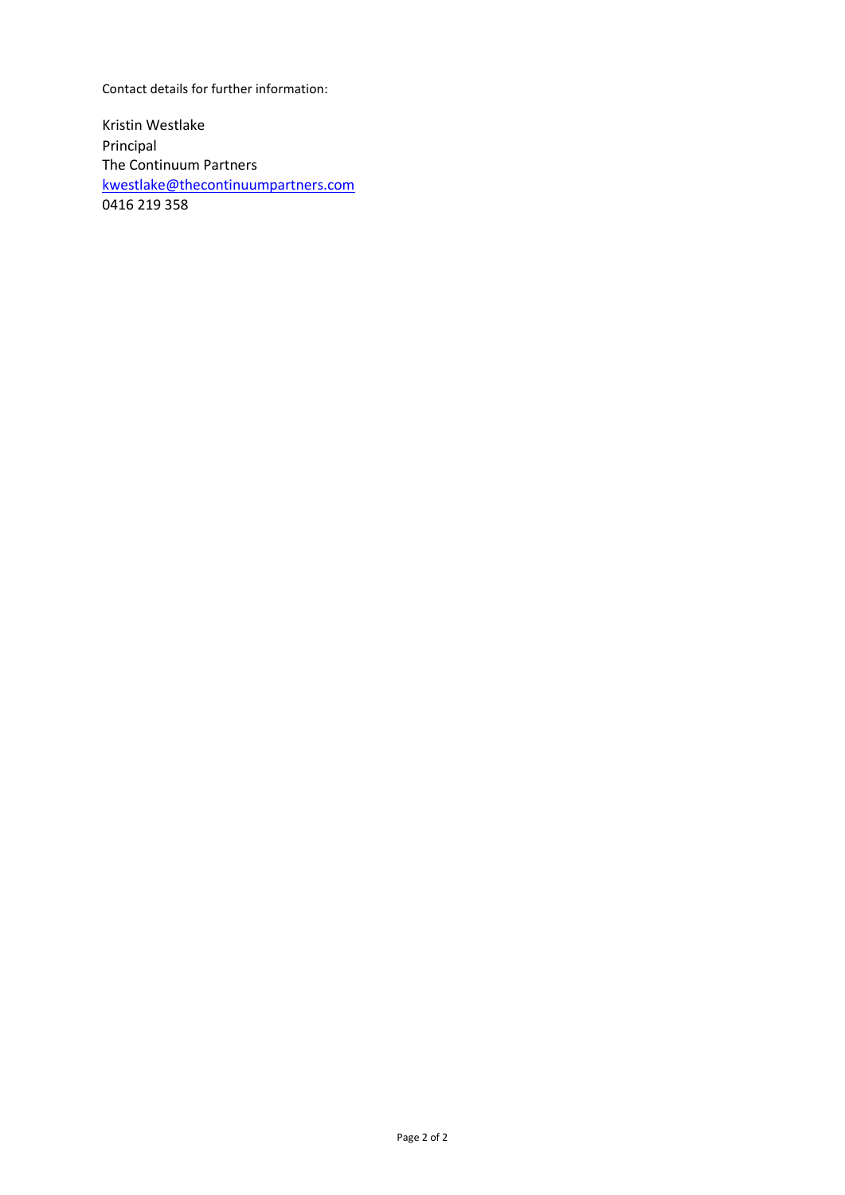Contact details for further information:

Kristin Westlake
Principal
The Continuum Partners
kwestlake@thecontinuumpartners.com
0416 219 358